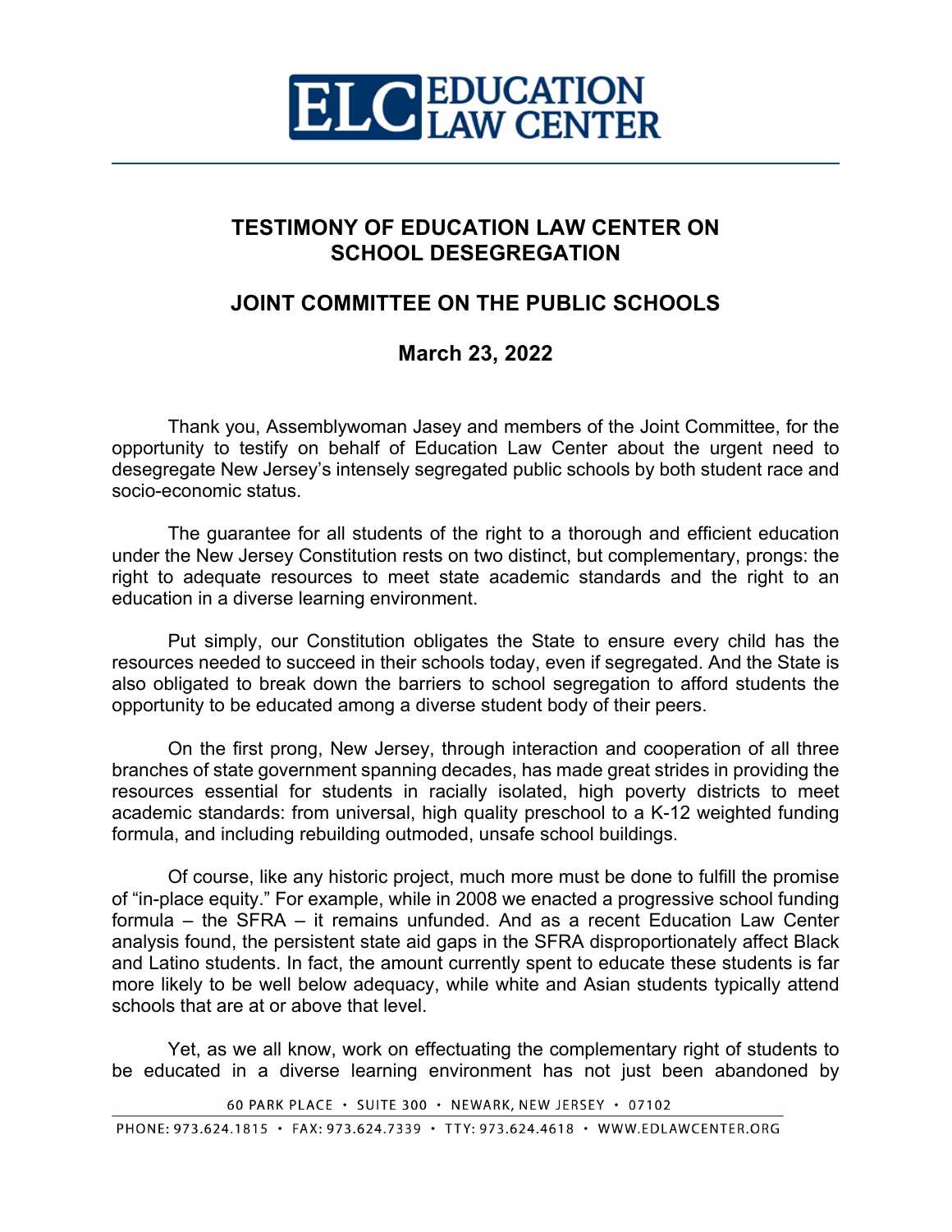# TESTIMONY OF EDUCATION LAW CENTER ON SCHOOL DESEGREGATION

## JOINT COMMITTEE ON THE PUBLIC SCHOOLS

### March 23, 2022

Thank you, Assemblywoman Jasey and members of the Joint Committee, for the opportunity to testify on behalf of Education Law Center about the urgent need to desegregate New Jersey's intensely segregated public schools by both student race and socio-economic status.

The guarantee for all students of the right to a thorough and efficient education under the New Jersey Constitution rests on two distinct, but complementary, prongs: the right to adequate resources to meet state academic standards and the right to an education in a diverse learning environment.

Put simply, our Constitution obligates the State to ensure every child has the resources needed to succeed in their schools today, even if segregated. And the State is also obligated to break down the barriers to school segregation to afford students the opportunity to be educated among a diverse student body of their peers.

On the first prong, New Jersey, through interaction and cooperation of all three branches of state government spanning decades, has made great strides in providing the resources essential for students in racially isolated, high poverty districts to meet academic standards: from universal, high quality preschool to a K-12 weighted funding formula, and including rebuilding outmoded, unsafe school buildings.

Of course, like any historic project, much more must be done to fulfill the promise of "in-place equity." For example, while in 2008 we enacted a progressive school funding formula – the SFRA – it remains unfunded. And as a recent Education Law Center analysis found, the persistent state aid gaps in the SFRA disproportionately affect Black and Latino students. In fact, the amount currently spent to educate these students is far more likely to be well below adequacy, while white and Asian students typically attend schools that are at or above that level.

Yet, as we all know, work on effectuating the complementary right of students to be educated in a diverse learning environment has not just been abandoned by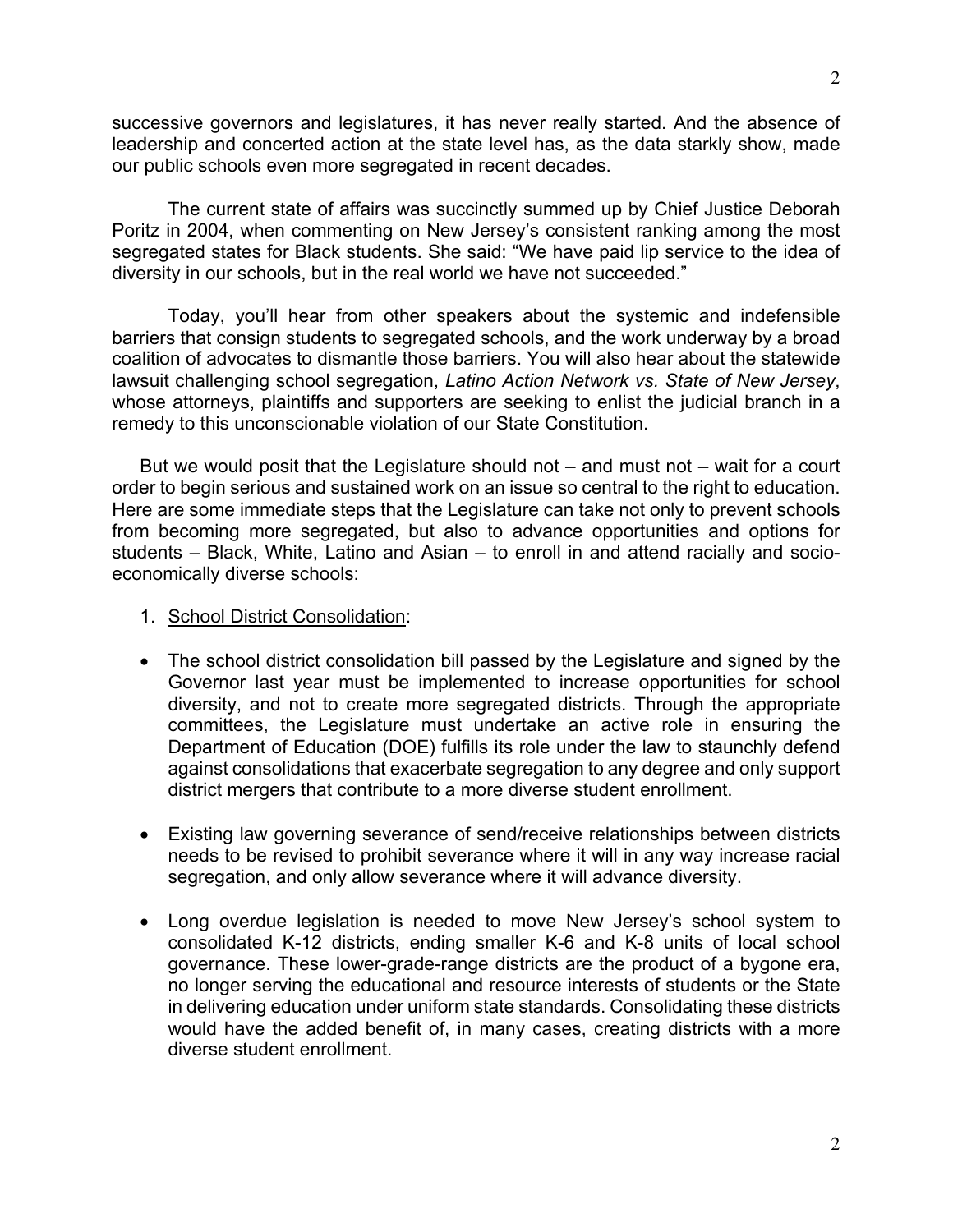successive governors and legislatures, it has never really started. And the absence of leadership and concerted action at the state level has, as the data starkly show, made our public schools even more segregated in recent decades.

The current state of affairs was succinctly summed up by Chief Justice Deborah Poritz in 2004, when commenting on New Jersey's consistent ranking among the most segregated states for Black students. She said: "We have paid lip service to the idea of diversity in our schools, but in the real world we have not succeeded."

Today, you'll hear from other speakers about the systemic and indefensible barriers that consign students to segregated schools, and the work underway by a broad coalition of advocates to dismantle those barriers. You will also hear about the statewide lawsuit challenging school segregation, *Latino Action Network vs. State of New Jersey*, whose attorneys, plaintiffs and supporters are seeking to enlist the judicial branch in a remedy to this unconscionable violation of our State Constitution.

But we would posit that the Legislature should not – and must not – wait for a court order to begin serious and sustained work on an issue so central to the right to education. Here are some immediate steps that the Legislature can take not only to prevent schools from becoming more segregated, but also to advance opportunities and options for students – Black, White, Latino and Asian – to enroll in and attend racially and socio-economically diverse schools:

1. <u>School District Consolidation</u>:

- The school district consolidation bill passed by the Legislature and signed by the Governor last year must be implemented to increase opportunities for school diversity, and not to create more segregated districts. Through the appropriate committees, the Legislature must undertake an active role in ensuring the Department of Education (DOE) fulfills its role under the law to staunchly defend against consolidations that exacerbate segregation to any degree and only support district mergers that contribute to a more diverse student enrollment.

- Existing law governing severance of send/receive relationships between districts needs to be revised to prohibit severance where it will in any way increase racial segregation, and only allow severance where it will advance diversity.

- Long overdue legislation is needed to move New Jersey's school system to consolidated K-12 districts, ending smaller K-6 and K-8 units of local school governance. These lower-grade-range districts are the product of a bygone era, no longer serving the educational and resource interests of students or the State in delivering education under uniform state standards. Consolidating these districts would have the added benefit of, in many cases, creating districts with a more diverse student enrollment.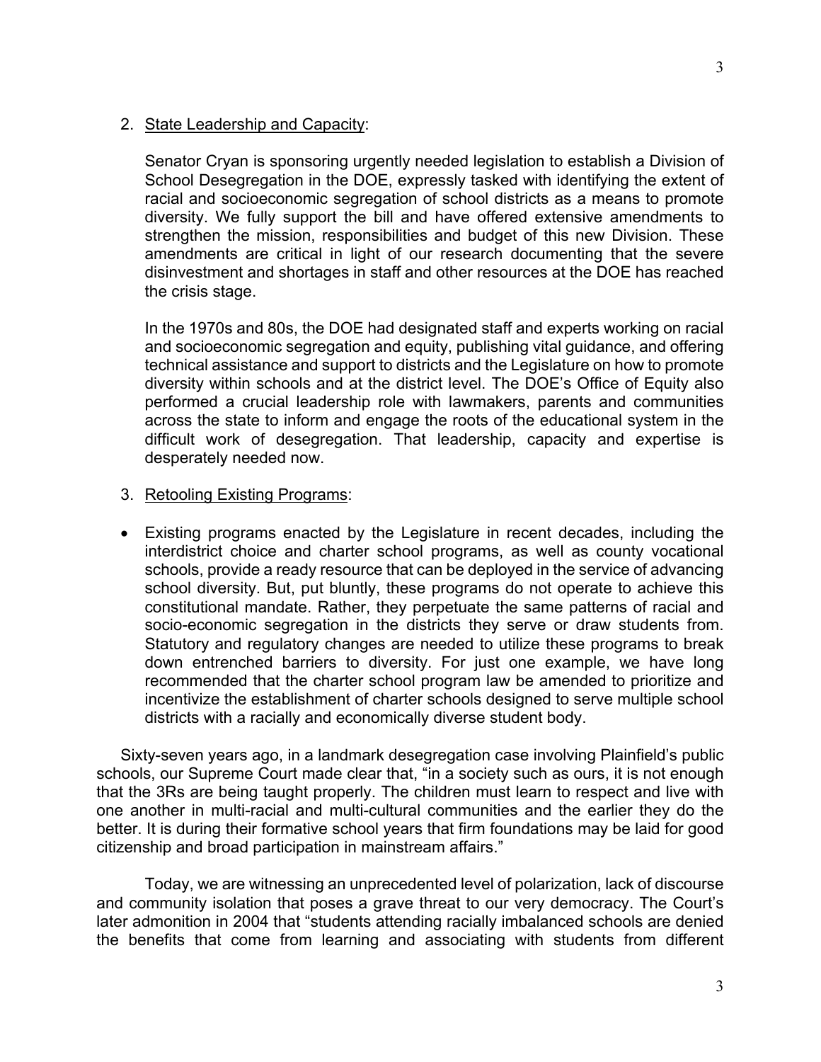2. State Leadership and Capacity:

   Senator Cryan is sponsoring urgently needed legislation to establish a Division of School Desegregation in the DOE, expressly tasked with identifying the extent of racial and socioeconomic segregation of school districts as a means to promote diversity. We fully support the bill and have offered extensive amendments to strengthen the mission, responsibilities and budget of this new Division. These amendments are critical in light of our research documenting that the severe disinvestment and shortages in staff and other resources at the DOE has reached the crisis stage.

   In the 1970s and 80s, the DOE had designated staff and experts working on racial and socioeconomic segregation and equity, publishing vital guidance, and offering technical assistance and support to districts and the Legislature on how to promote diversity within schools and at the district level. The DOE's Office of Equity also performed a crucial leadership role with lawmakers, parents and communities across the state to inform and engage the roots of the educational system in the difficult work of desegregation. That leadership, capacity and expertise is desperately needed now.

3. Retooling Existing Programs:

- Existing programs enacted by the Legislature in recent decades, including the interdistrict choice and charter school programs, as well as county vocational schools, provide a ready resource that can be deployed in the service of advancing school diversity. But, put bluntly, these programs do not operate to achieve this constitutional mandate. Rather, they perpetuate the same patterns of racial and socio-economic segregation in the districts they serve or draw students from. Statutory and regulatory changes are needed to utilize these programs to break down entrenched barriers to diversity. For just one example, we have long recommended that the charter school program law be amended to prioritize and incentivize the establishment of charter schools designed to serve multiple school districts with a racially and economically diverse student body.

Sixty-seven years ago, in a landmark desegregation case involving Plainfield's public schools, our Supreme Court made clear that, "in a society such as ours, it is not enough that the 3Rs are being taught properly. The children must learn to respect and live with one another in multi-racial and multi-cultural communities and the earlier they do the better. It is during their formative school years that firm foundations may be laid for good citizenship and broad participation in mainstream affairs."

Today, we are witnessing an unprecedented level of polarization, lack of discourse and community isolation that poses a grave threat to our very democracy. The Court's later admonition in 2004 that "students attending racially imbalanced schools are denied the benefits that come from learning and associating with students from different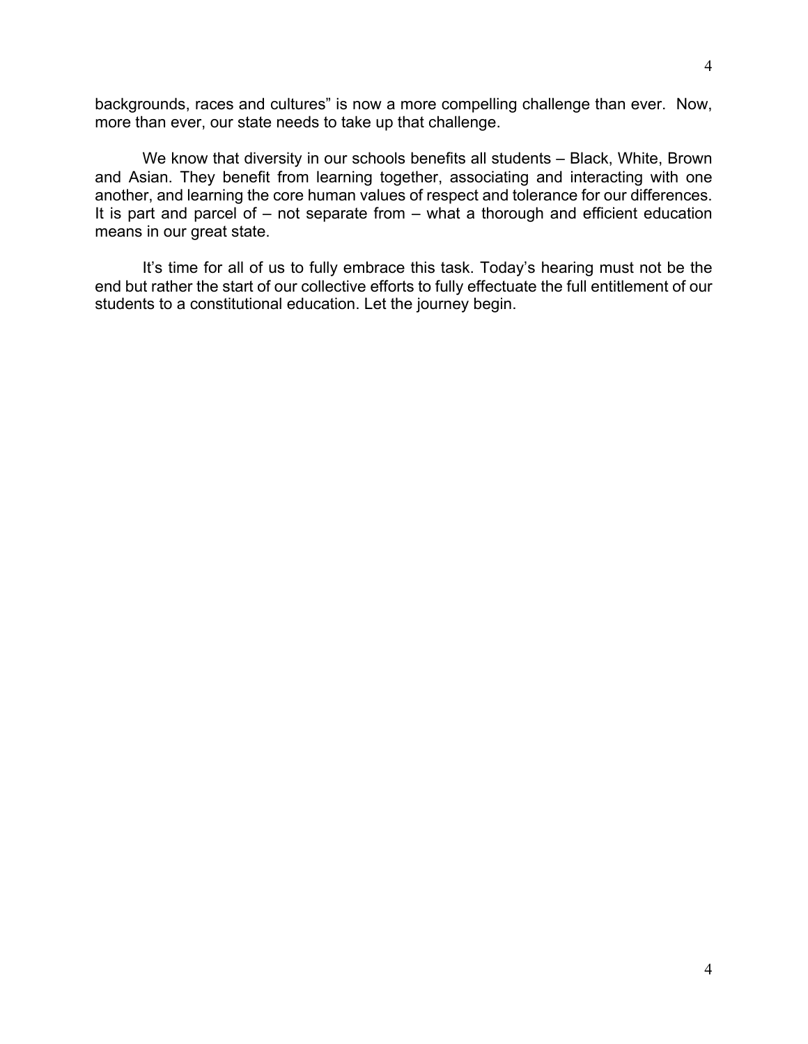backgrounds, races and cultures" is now a more compelling challenge than ever. Now, more than ever, our state needs to take up that challenge.

We know that diversity in our schools benefits all students – Black, White, Brown and Asian. They benefit from learning together, associating and interacting with one another, and learning the core human values of respect and tolerance for our differences. It is part and parcel of – not separate from – what a thorough and efficient education means in our great state.

It's time for all of us to fully embrace this task. Today's hearing must not be the end but rather the start of our collective efforts to fully effectuate the full entitlement of our students to a constitutional education. Let the journey begin.